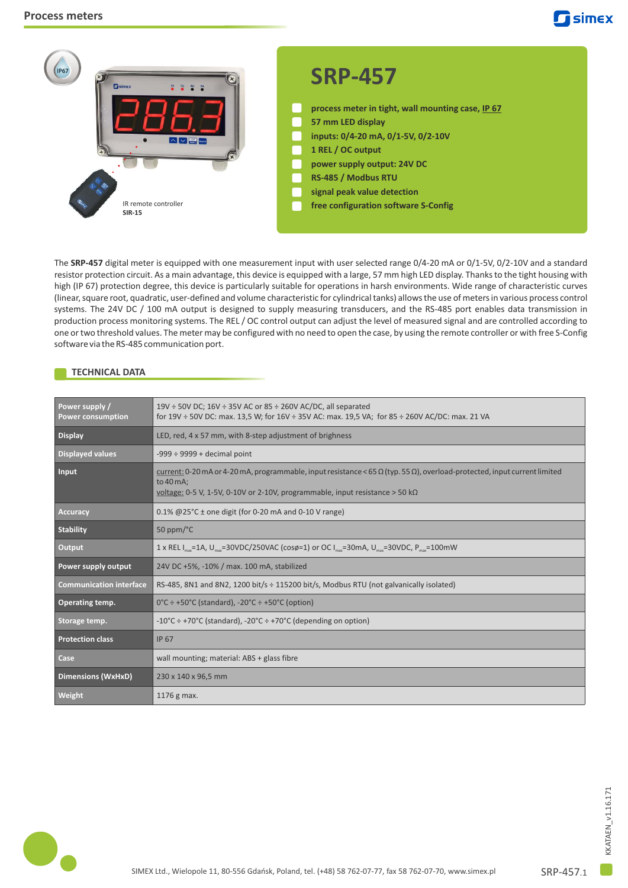# SRP-457

- process meter in tight, wall mounting case, IP 67
- 57 mm LED display
- inputs: 0/4-20 mA, 0/1-5V, 0/2-10V
- 1 REL / OC output
- power supply output: 24V DC
- RS-485 / Modbus RTU
- signal peak value detection
- free configuration software S-Config

IR remote controller
**SIR-15**

The **SRP-457** digital meter is equipped with one measurement input with user selected range 0/4-20 mA or 0/1-5V, 0/2-10V and a standard resistor protection circuit. As a main advantage, this device is equipped with a large, 57 mm high LED display. Thanks to the tight housing with high (IP 67) protection degree, this device is particularly suitable for operations in harsh environments. Wide range of characteristic curves (linear, square root, quadratic, user-defined and volume characteristic for cylindrical tanks) allows the use of meters in various process control systems. The 24V DC / 100 mA output is designed to supply measuring transducers, and the RS-485 port enables data transmission in production process monitoring systems. The REL / OC control output can adjust the level of measured signal and are controlled according to one or two threshold values. The meter may be configured with no need to open the case, by using the remote controller or with free S-Config software via the RS-485 communication port.

## TECHNICAL DATA

| | |
|---|---|
| **Power supply / Power consumption** | 19V ÷ 50V DC; 16V ÷ 35V AC or 85 ÷ 260V AC/DC, all separated<br>for 19V ÷ 50V DC: max. 13,5 W; for 16V ÷ 35V AC: max. 19,5 VA; for 85 ÷ 260V AC/DC: max. 21 VA |
| **Display** | LED, red, 4 x 57 mm, with 8-step adjustment of brighness |
| **Displayed values** | -999 ÷ 9999 + decimal point |
| **Input** | current: 0-20 mA or 4-20 mA, programmable, input resistance < 65 Ω (typ. 55 Ω), overload-protected, input current limited to 40 mA;<br>voltage: 0-5 V, 1-5V, 0-10V or 2-10V, programmable, input resistance > 50 kΩ |
| **Accuracy** | 0.1% @25°C ± one digit (for 0-20 mA and 0-10 V range) |
| **Stability** | 50 ppm/°C |
| **Output** | 1 x REL $I_{max}$=1A, $U_{max}$=30VDC/250VAC (cosφ=1) or OC $I_{max}$=30mA, $U_{max}$=30VDC, $P_{max}$=100mW |
| **Power supply output** | 24V DC +5%, -10% / max. 100 mA, stabilized |
| **Communication interface** | RS-485, 8N1 and 8N2, 1200 bit/s ÷ 115200 bit/s, Modbus RTU (not galvanically isolated) |
| **Operating temp.** | 0°C ÷ +50°C (standard), -20°C ÷ +50°C (option) |
| **Storage temp.** | -10°C ÷ +70°C (standard), -20°C ÷ +70°C (depending on option) |
| **Protection class** | IP 67 |
| **Case** | wall mounting; material: ABS + glass fibre |
| **Dimensions (WxHxD)** | 230 x 140 x 96,5 mm |
| **Weight** | 1176 g max. |

SIMEX Ltd., Wielopole 11, 80-556 Gdańsk, Poland, tel. (+48) 58 762-07-77, fax 58 762-07-70, www.simex.pl

KKATAEN_v1.16.171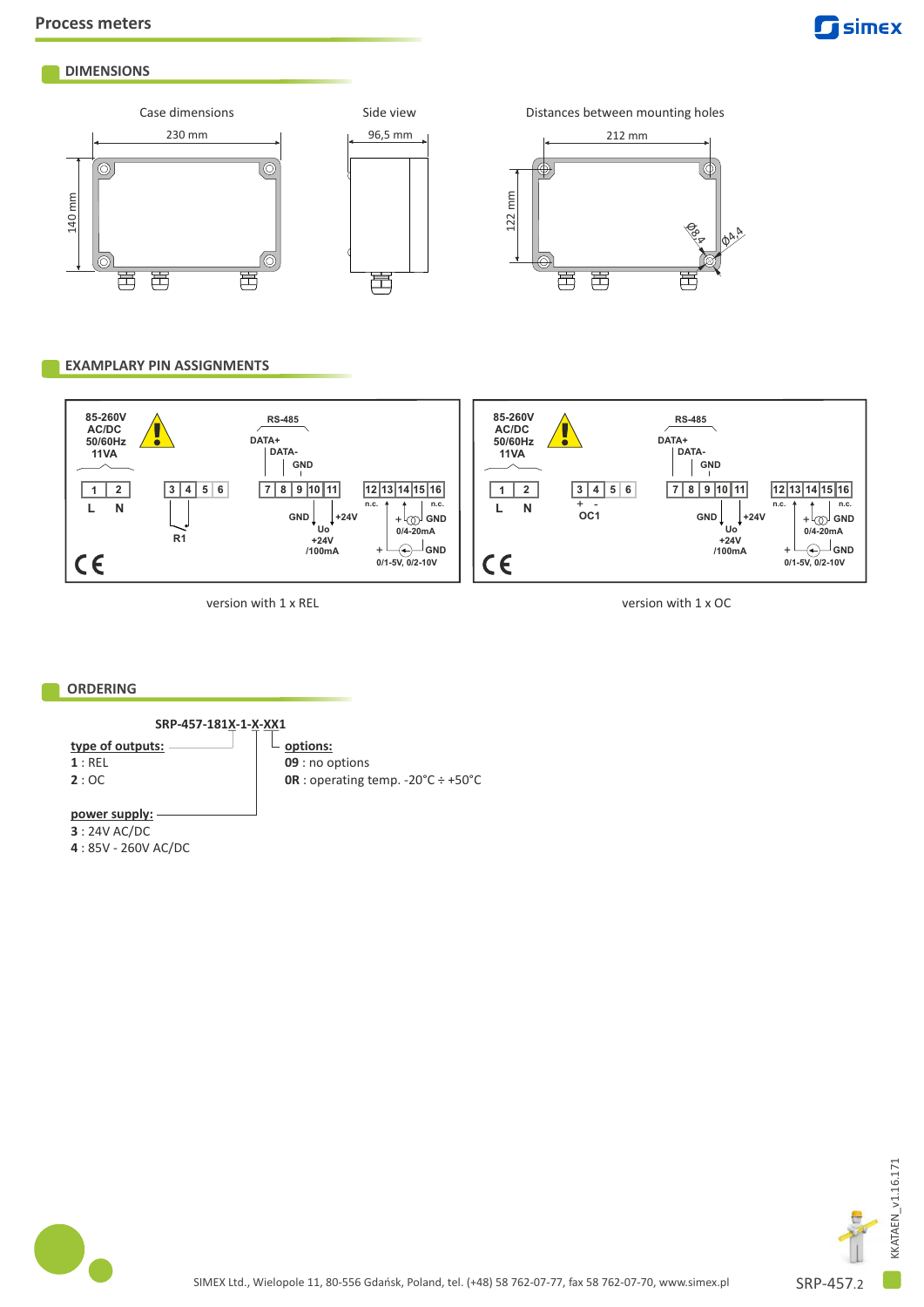## DIMENSIONS

Case dimensions

230 mm

140 mm

Side view

96,5 mm

Distances between mounting holes

212 mm

122 mm

Ø8,4

Ø4,4

## EXAMPLARY PIN ASSIGNMENTS

85-260V AC/DC 50/60Hz 11VA

RS-485 DATA+ DATA- GND

1 2 L N

3 4 5 6 R1

7 8 9 10 11 GND Uo +24V /100mA +24V

12 13 14 15 16 n.c. n.c. + GND 0/4-20mA + GND 0/1-5V, 0/2-10V

version with 1 x REL

85-260V AC/DC 50/60Hz 11VA

RS-485 DATA+ DATA- GND

1 2 L N

3 4 5 6 + - OC1

7 8 9 10 11 GND Uo +24V /100mA +24V

12 13 14 15 16 n.c. n.c. + GND 0/4-20mA + GND 0/1-5V, 0/2-10V

version with 1 x OC

## ORDERING

**SRP-457-181X-1-X-XX1**

**type of outputs:**
- **1** : REL
- **2** : OC

**power supply:**
- **3** : 24V AC/DC
- **4** : 85V - 260V AC/DC

**options:**
- **09** : no options
- **0R** : operating temp. -20°C ÷ +50°C

SIMEX Ltd., Wielopole 11, 80-556 Gdańsk, Poland, tel. (+48) 58 762-07-77, fax 58 762-07-70, www.simex.pl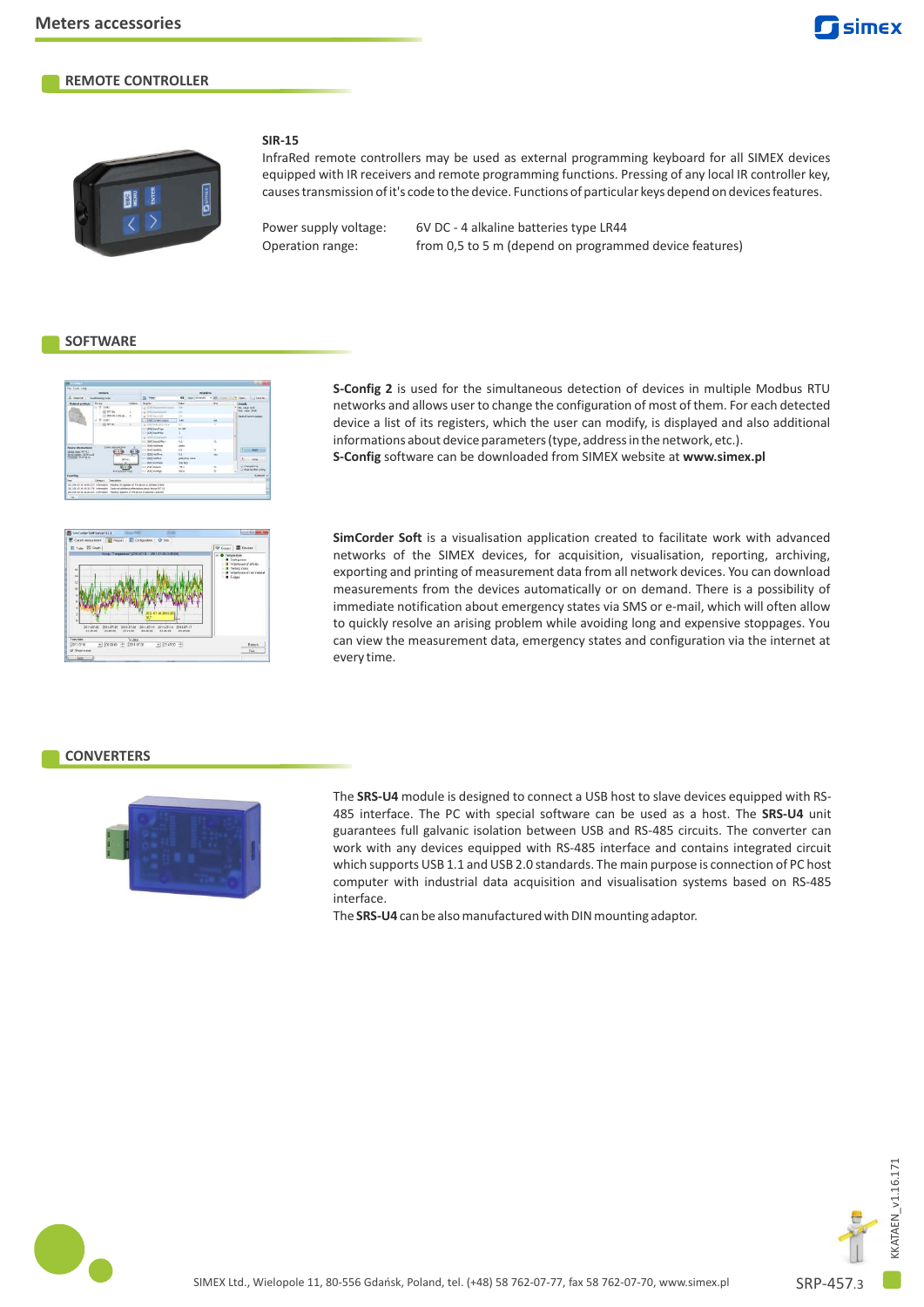## REMOTE CONTROLLER

**SIR-15**

InfraRed remote controllers may be used as external programming keyboard for all SIMEX devices equipped with IR receivers and remote programming functions. Pressing of any local IR controller key, causes transmission of it's code to the device. Functions of particular keys depend on devices features.

| | |
|---|---|
| Power supply voltage: | 6V DC - 4 alkaline batteries type LR44 |
| Operation range: | from 0,5 to 5 m (depend on programmed device features) |

## SOFTWARE

**S-Config 2** is used for the simultaneous detection of devices in multiple Modbus RTU networks and allows user to change the configuration of most of them. For each detected device a list of its registers, which the user can modify, is displayed and also additional informations about device parameters (type, address in the network, etc.).
**S-Config** software can be downloaded from SIMEX website at **www.simex.pl**

**SimCorder Soft** is a visualisation application created to facilitate work with advanced networks of the SIMEX devices, for acquisition, visualisation, reporting, archiving, exporting and printing of measurement data from all network devices. You can download measurements from the devices automatically or on demand. There is a possibility of immediate notification about emergency states via SMS or e-mail, which will often allow to quickly resolve an arising problem while avoiding long and expensive stoppages. You can view the measurement data, emergency states and configuration via the internet at every time.

## CONVERTERS

The **SRS-U4** module is designed to connect a USB host to slave devices equipped with RS-485 interface. The PC with special software can be used as a host. The **SRS-U4** unit guarantees full galvanic isolation between USB and RS-485 circuits. The converter can work with any devices equipped with RS-485 interface and contains integrated circuit which supports USB 1.1 and USB 2.0 standards. The main purpose is connection of PC host computer with industrial data acquisition and visualisation systems based on RS-485 interface.
The **SRS-U4** can be also manufactured with DIN mounting adaptor.